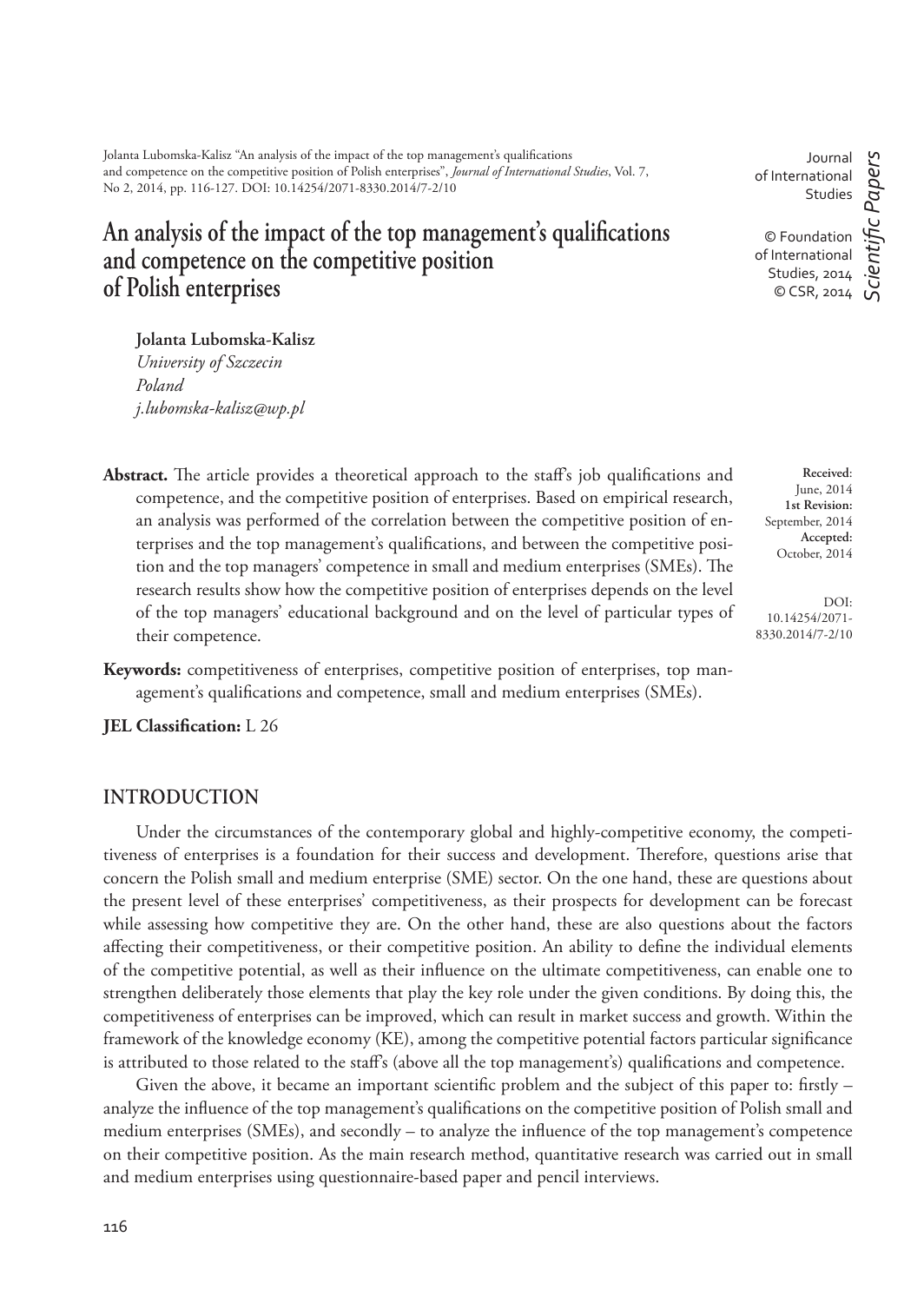Jolanta Lubomska-Kalisz "An analysis of the impact of the top management's qualifications and competence on the competitive position of Polish enterprises", *Journal of International Studies*, Vol. 7, No 2, 2014, pp. 116-127. DOI: 10.14254/2071-8330.2014/7-2/10

Journal of International Studies

© Foundation of International Studies, 2014
© CSR, 2014

*Scientific Papers*

# An analysis of the impact of the top management's qualifications and competence on the competitive position of Polish enterprises

**Jolanta Lubomska-Kalisz**
*University of Szczecin*
*Poland*
*j.lubomska-kalisz@wp.pl*

**Received**: June, 2014
**1st Revision:** September, 2014
**Accepted:** October, 2014

DOI: 10.14254/2071-8330.2014/7-2/10

**Abstract.** The article provides a theoretical approach to the staff's job qualifications and competence, and the competitive position of enterprises. Based on empirical research, an analysis was performed of the correlation between the competitive position of enterprises and the top management's qualifications, and between the competitive position and the top managers' competence in small and medium enterprises (SMEs). The research results show how the competitive position of enterprises depends on the level of the top managers' educational background and on the level of particular types of their competence.

**Keywords:** competitiveness of enterprises, competitive position of enterprises, top management's qualifications and competence, small and medium enterprises (SMEs).

**JEL Classification:** L 26

## INTRODUCTION

Under the circumstances of the contemporary global and highly-competitive economy, the competitiveness of enterprises is a foundation for their success and development. Therefore, questions arise that concern the Polish small and medium enterprise (SME) sector. On the one hand, these are questions about the present level of these enterprises' competitiveness, as their prospects for development can be forecast while assessing how competitive they are. On the other hand, these are also questions about the factors affecting their competitiveness, or their competitive position. An ability to define the individual elements of the competitive potential, as well as their influence on the ultimate competitiveness, can enable one to strengthen deliberately those elements that play the key role under the given conditions. By doing this, the competitiveness of enterprises can be improved, which can result in market success and growth. Within the framework of the knowledge economy (KE), among the competitive potential factors particular significance is attributed to those related to the staff's (above all the top management's) qualifications and competence.

Given the above, it became an important scientific problem and the subject of this paper to: firstly – analyze the influence of the top management's qualifications on the competitive position of Polish small and medium enterprises (SMEs), and secondly – to analyze the influence of the top management's competence on their competitive position. As the main research method, quantitative research was carried out in small and medium enterprises using questionnaire-based paper and pencil interviews.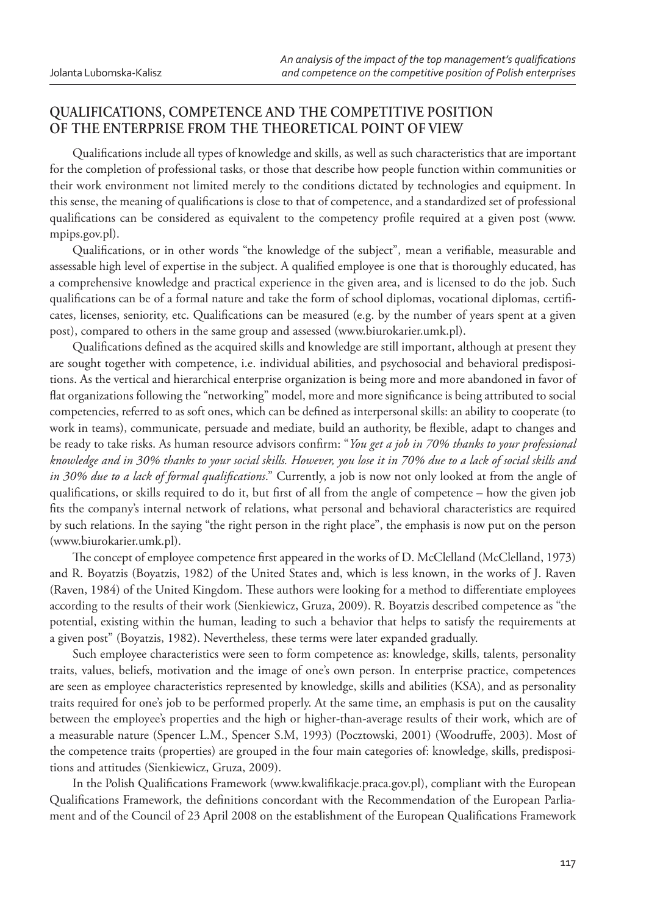## QUALIFICATIONS, COMPETENCE AND THE COMPETITIVE POSITION OF THE ENTERPRISE FROM THE THEORETICAL POINT OF VIEW

Qualifications include all types of knowledge and skills, as well as such characteristics that are important for the completion of professional tasks, or those that describe how people function within communities or their work environment not limited merely to the conditions dictated by technologies and equipment. In this sense, the meaning of qualifications is close to that of competence, and a standardized set of professional qualifications can be considered as equivalent to the competency profile required at a given post (www.mpips.gov.pl).

Qualifications, or in other words "the knowledge of the subject", mean a verifiable, measurable and assessable high level of expertise in the subject. A qualified employee is one that is thoroughly educated, has a comprehensive knowledge and practical experience in the given area, and is licensed to do the job. Such qualifications can be of a formal nature and take the form of school diplomas, vocational diplomas, certificates, licenses, seniority, etc. Qualifications can be measured (e.g. by the number of years spent at a given post), compared to others in the same group and assessed (www.biurokarier.umk.pl).

Qualifications defined as the acquired skills and knowledge are still important, although at present they are sought together with competence, i.e. individual abilities, and psychosocial and behavioral predispositions. As the vertical and hierarchical enterprise organization is being more and more abandoned in favor of flat organizations following the "networking" model, more and more significance is being attributed to social competencies, referred to as soft ones, which can be defined as interpersonal skills: an ability to cooperate (to work in teams), communicate, persuade and mediate, build an authority, be flexible, adapt to changes and be ready to take risks. As human resource advisors confirm: "*You get a job in 70% thanks to your professional knowledge and in 30% thanks to your social skills. However, you lose it in 70% due to a lack of social skills and in 30% due to a lack of formal qualifications*." Currently, a job is now not only looked at from the angle of qualifications, or skills required to do it, but first of all from the angle of competence – how the given job fits the company's internal network of relations, what personal and behavioral characteristics are required by such relations. In the saying "the right person in the right place", the emphasis is now put on the person (www.biurokarier.umk.pl).

The concept of employee competence first appeared in the works of D. McClelland (McClelland, 1973) and R. Boyatzis (Boyatzis, 1982) of the United States and, which is less known, in the works of J. Raven (Raven, 1984) of the United Kingdom. These authors were looking for a method to differentiate employees according to the results of their work (Sienkiewicz, Gruza, 2009). R. Boyatzis described competence as "the potential, existing within the human, leading to such a behavior that helps to satisfy the requirements at a given post" (Boyatzis, 1982). Nevertheless, these terms were later expanded gradually.

Such employee characteristics were seen to form competence as: knowledge, skills, talents, personality traits, values, beliefs, motivation and the image of one's own person. In enterprise practice, competences are seen as employee characteristics represented by knowledge, skills and abilities (KSA), and as personality traits required for one's job to be performed properly. At the same time, an emphasis is put on the causality between the employee's properties and the high or higher-than-average results of their work, which are of a measurable nature (Spencer L.M., Spencer S.M, 1993) (Pocztowski, 2001) (Woodruffe, 2003). Most of the competence traits (properties) are grouped in the four main categories of: knowledge, skills, predispositions and attitudes (Sienkiewicz, Gruza, 2009).

In the Polish Qualifications Framework (www.kwalifikacje.praca.gov.pl), compliant with the European Qualifications Framework, the definitions concordant with the Recommendation of the European Parliament and of the Council of 23 April 2008 on the establishment of the European Qualifications Framework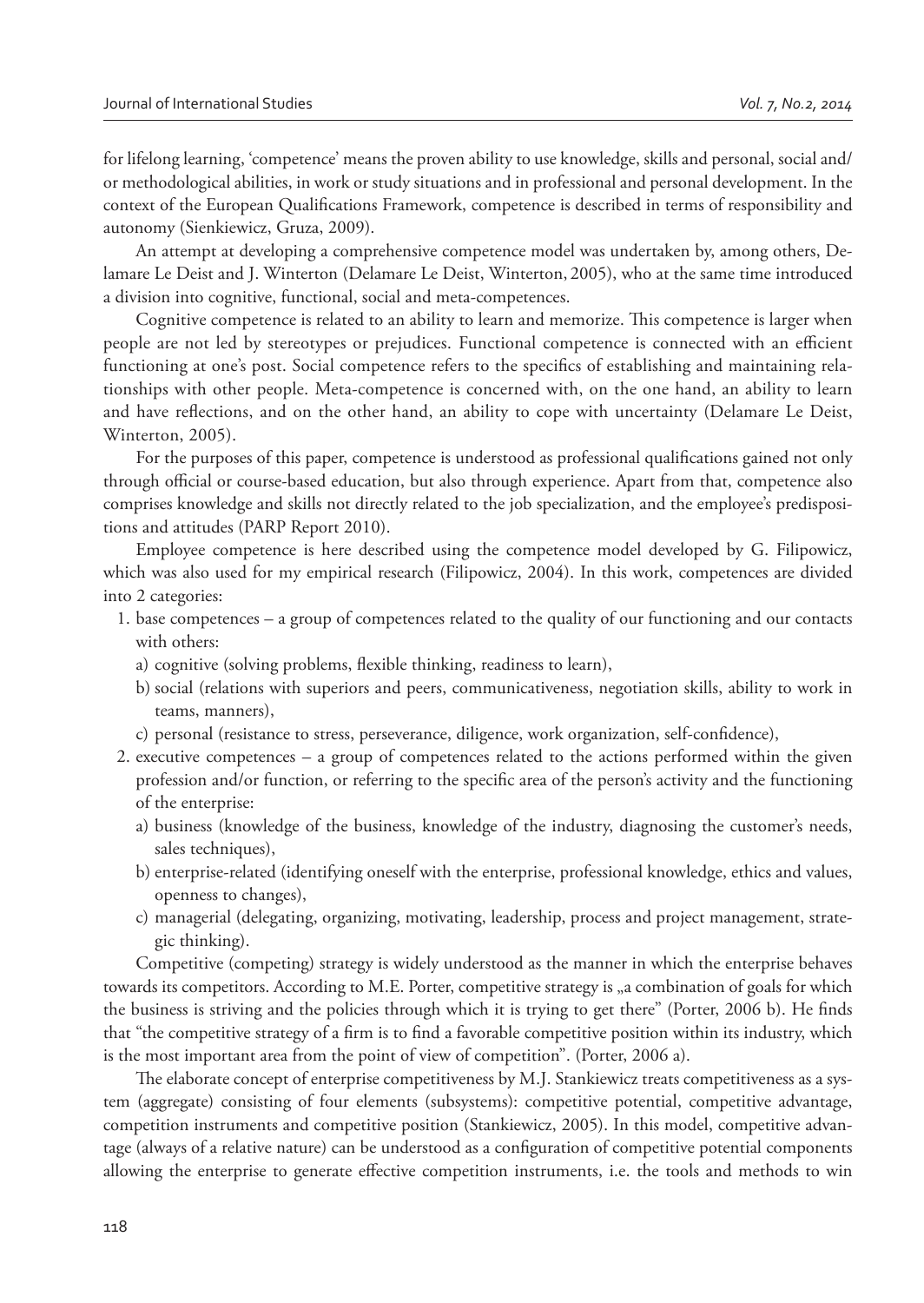for lifelong learning, 'competence' means the proven ability to use knowledge, skills and personal, social and/ or methodological abilities, in work or study situations and in professional and personal development. In the context of the European Qualifications Framework, competence is described in terms of responsibility and autonomy (Sienkiewicz, Gruza, 2009).

An attempt at developing a comprehensive competence model was undertaken by, among others, Delamare Le Deist and J. Winterton (Delamare Le Deist, Winterton, 2005), who at the same time introduced a division into cognitive, functional, social and meta-competences.

Cognitive competence is related to an ability to learn and memorize. This competence is larger when people are not led by stereotypes or prejudices. Functional competence is connected with an efficient functioning at one's post. Social competence refers to the specifics of establishing and maintaining relationships with other people. Meta-competence is concerned with, on the one hand, an ability to learn and have reflections, and on the other hand, an ability to cope with uncertainty (Delamare Le Deist, Winterton, 2005).

For the purposes of this paper, competence is understood as professional qualifications gained not only through official or course-based education, but also through experience. Apart from that, competence also comprises knowledge and skills not directly related to the job specialization, and the employee's predispositions and attitudes (PARP Report 2010).

Employee competence is here described using the competence model developed by G. Filipowicz, which was also used for my empirical research (Filipowicz, 2004). In this work, competences are divided into 2 categories:

1. base competences – a group of competences related to the quality of our functioning and our contacts with others:
   a) cognitive (solving problems, flexible thinking, readiness to learn),
   b) social (relations with superiors and peers, communicativeness, negotiation skills, ability to work in teams, manners),
   c) personal (resistance to stress, perseverance, diligence, work organization, self-confidence),
2. executive competences – a group of competences related to the actions performed within the given profession and/or function, or referring to the specific area of the person's activity and the functioning of the enterprise:
   a) business (knowledge of the business, knowledge of the industry, diagnosing the customer's needs, sales techniques),
   b) enterprise-related (identifying oneself with the enterprise, professional knowledge, ethics and values, openness to changes),
   c) managerial (delegating, organizing, motivating, leadership, process and project management, strategic thinking).

Competitive (competing) strategy is widely understood as the manner in which the enterprise behaves towards its competitors. According to M.E. Porter, competitive strategy is „a combination of goals for which the business is striving and the policies through which it is trying to get there" (Porter, 2006 b). He finds that "the competitive strategy of a firm is to find a favorable competitive position within its industry, which is the most important area from the point of view of competition". (Porter, 2006 a).

The elaborate concept of enterprise competitiveness by M.J. Stankiewicz treats competitiveness as a system (aggregate) consisting of four elements (subsystems): competitive potential, competitive advantage, competition instruments and competitive position (Stankiewicz, 2005). In this model, competitive advantage (always of a relative nature) can be understood as a configuration of competitive potential components allowing the enterprise to generate effective competition instruments, i.e. the tools and methods to win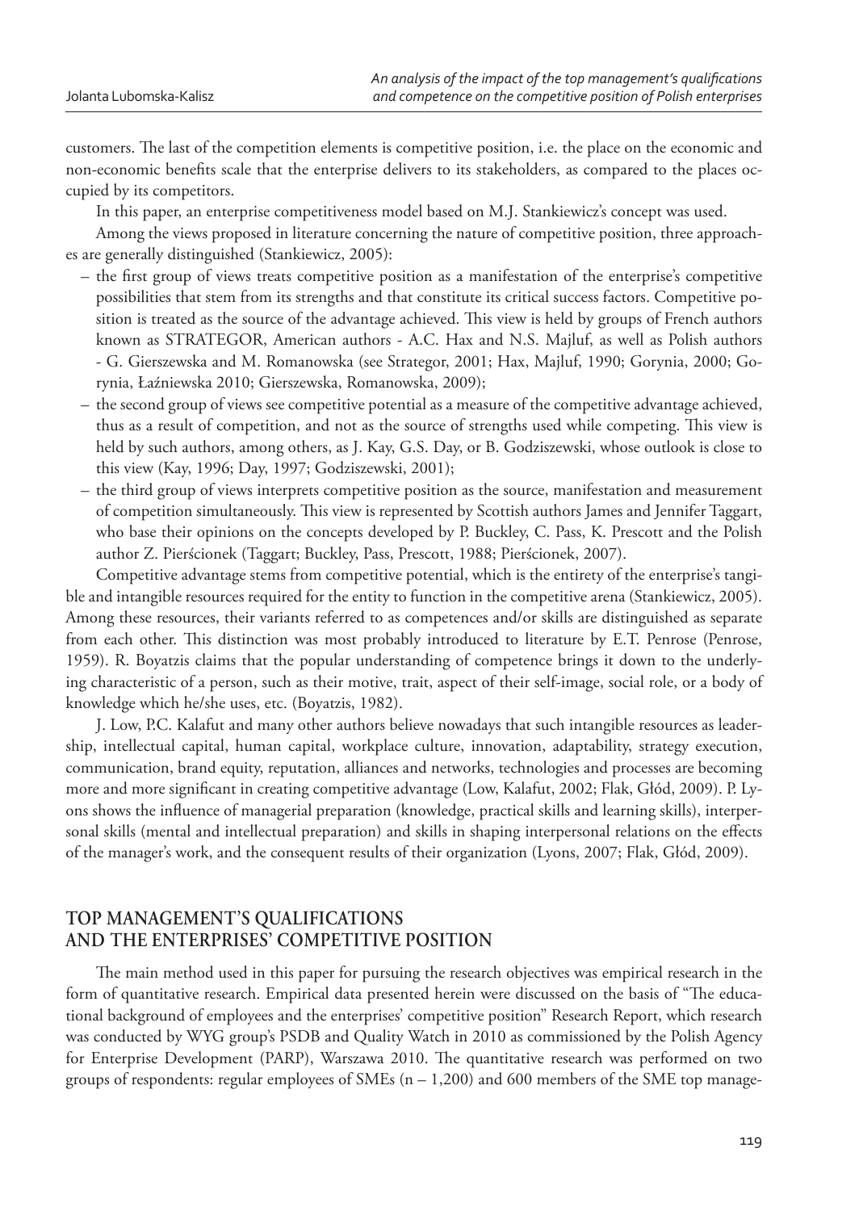customers. The last of the competition elements is competitive position, i.e. the place on the economic and non-economic benefits scale that the enterprise delivers to its stakeholders, as compared to the places occupied by its competitors.

In this paper, an enterprise competitiveness model based on M.J. Stankiewicz's concept was used.

Among the views proposed in literature concerning the nature of competitive position, three approaches are generally distinguished (Stankiewicz, 2005):

- the first group of views treats competitive position as a manifestation of the enterprise's competitive possibilities that stem from its strengths and that constitute its critical success factors. Competitive position is treated as the source of the advantage achieved. This view is held by groups of French authors known as STRATEGOR, American authors - A.C. Hax and N.S. Majluf, as well as Polish authors - G. Gierszewska and M. Romanowska (see Strategor, 2001; Hax, Majluf, 1990; Gorynia, 2000; Gorynia, Łaźniewska 2010; Gierszewska, Romanowska, 2009);
- the second group of views see competitive potential as a measure of the competitive advantage achieved, thus as a result of competition, and not as the source of strengths used while competing. This view is held by such authors, among others, as J. Kay, G.S. Day, or B. Godziszewski, whose outlook is close to this view (Kay, 1996; Day, 1997; Godziszewski, 2001);
- the third group of views interprets competitive position as the source, manifestation and measurement of competition simultaneously. This view is represented by Scottish authors James and Jennifer Taggart, who base their opinions on the concepts developed by P. Buckley, C. Pass, K. Prescott and the Polish author Z. Pierścionek (Taggart; Buckley, Pass, Prescott, 1988; Pierścionek, 2007).

Competitive advantage stems from competitive potential, which is the entirety of the enterprise's tangible and intangible resources required for the entity to function in the competitive arena (Stankiewicz, 2005). Among these resources, their variants referred to as competences and/or skills are distinguished as separate from each other. This distinction was most probably introduced to literature by E.T. Penrose (Penrose, 1959). R. Boyatzis claims that the popular understanding of competence brings it down to the underlying characteristic of a person, such as their motive, trait, aspect of their self-image, social role, or a body of knowledge which he/she uses, etc. (Boyatzis, 1982).

J. Low, P.C. Kalafut and many other authors believe nowadays that such intangible resources as leadership, intellectual capital, human capital, workplace culture, innovation, adaptability, strategy execution, communication, brand equity, reputation, alliances and networks, technologies and processes are becoming more and more significant in creating competitive advantage (Low, Kalafut, 2002; Flak, Głód, 2009). P. Lyons shows the influence of managerial preparation (knowledge, practical skills and learning skills), interpersonal skills (mental and intellectual preparation) and skills in shaping interpersonal relations on the effects of the manager's work, and the consequent results of their organization (Lyons, 2007; Flak, Głód, 2009).

## TOP MANAGEMENT'S QUALIFICATIONS AND THE ENTERPRISES' COMPETITIVE POSITION

The main method used in this paper for pursuing the research objectives was empirical research in the form of quantitative research. Empirical data presented herein were discussed on the basis of "The educational background of employees and the enterprises' competitive position" Research Report, which research was conducted by WYG group's PSDB and Quality Watch in 2010 as commissioned by the Polish Agency for Enterprise Development (PARP), Warszawa 2010. The quantitative research was performed on two groups of respondents: regular employees of SMEs (n – 1,200) and 600 members of the SME top manage-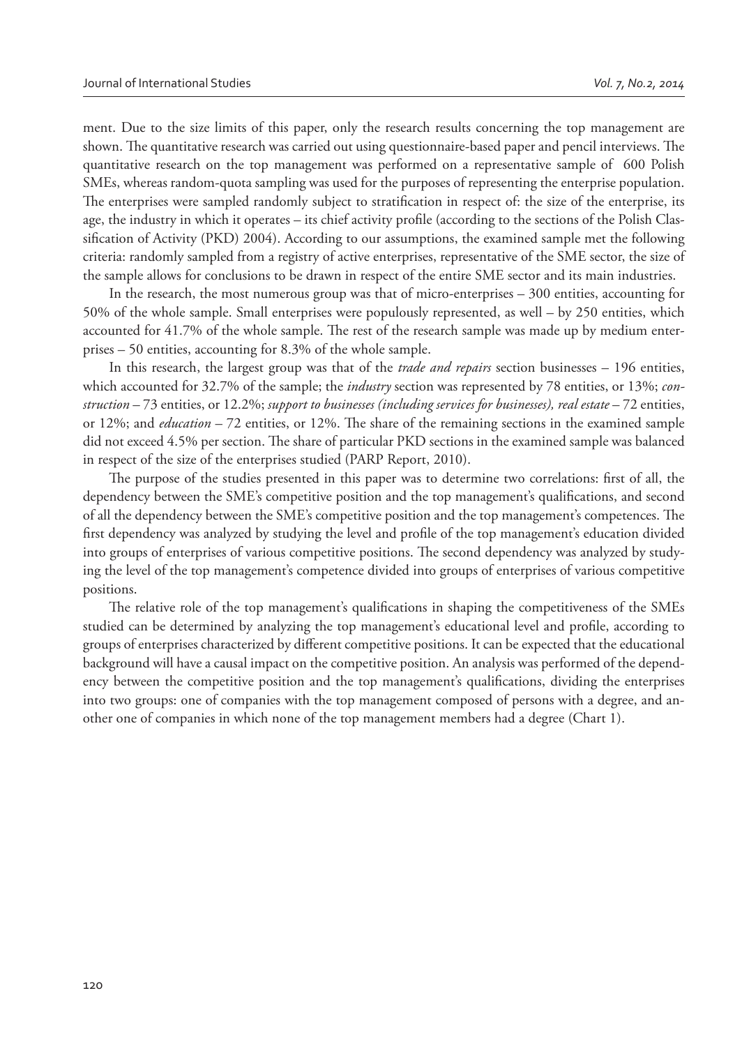ment. Due to the size limits of this paper, only the research results concerning the top management are shown. The quantitative research was carried out using questionnaire-based paper and pencil interviews. The quantitative research on the top management was performed on a representative sample of 600 Polish SMEs, whereas random-quota sampling was used for the purposes of representing the enterprise population. The enterprises were sampled randomly subject to stratification in respect of: the size of the enterprise, its age, the industry in which it operates – its chief activity profile (according to the sections of the Polish Classification of Activity (PKD) 2004). According to our assumptions, the examined sample met the following criteria: randomly sampled from a registry of active enterprises, representative of the SME sector, the size of the sample allows for conclusions to be drawn in respect of the entire SME sector and its main industries.

In the research, the most numerous group was that of micro-enterprises – 300 entities, accounting for 50% of the whole sample. Small enterprises were populously represented, as well – by 250 entities, which accounted for 41.7% of the whole sample. The rest of the research sample was made up by medium enterprises – 50 entities, accounting for 8.3% of the whole sample.

In this research, the largest group was that of the *trade and repairs* section businesses – 196 entities, which accounted for 32.7% of the sample; the *industry* section was represented by 78 entities, or 13%; *construction* – 73 entities, or 12.2%; *support to businesses (including services for businesses), real estate* – 72 entities, or 12%; and *education* – 72 entities, or 12%. The share of the remaining sections in the examined sample did not exceed 4.5% per section. The share of particular PKD sections in the examined sample was balanced in respect of the size of the enterprises studied (PARP Report, 2010).

The purpose of the studies presented in this paper was to determine two correlations: first of all, the dependency between the SME's competitive position and the top management's qualifications, and second of all the dependency between the SME's competitive position and the top management's competences. The first dependency was analyzed by studying the level and profile of the top management's education divided into groups of enterprises of various competitive positions. The second dependency was analyzed by studying the level of the top management's competence divided into groups of enterprises of various competitive positions.

The relative role of the top management's qualifications in shaping the competitiveness of the SMEs studied can be determined by analyzing the top management's educational level and profile, according to groups of enterprises characterized by different competitive positions. It can be expected that the educational background will have a causal impact on the competitive position. An analysis was performed of the dependency between the competitive position and the top management's qualifications, dividing the enterprises into two groups: one of companies with the top management composed of persons with a degree, and another one of companies in which none of the top management members had a degree (Chart 1).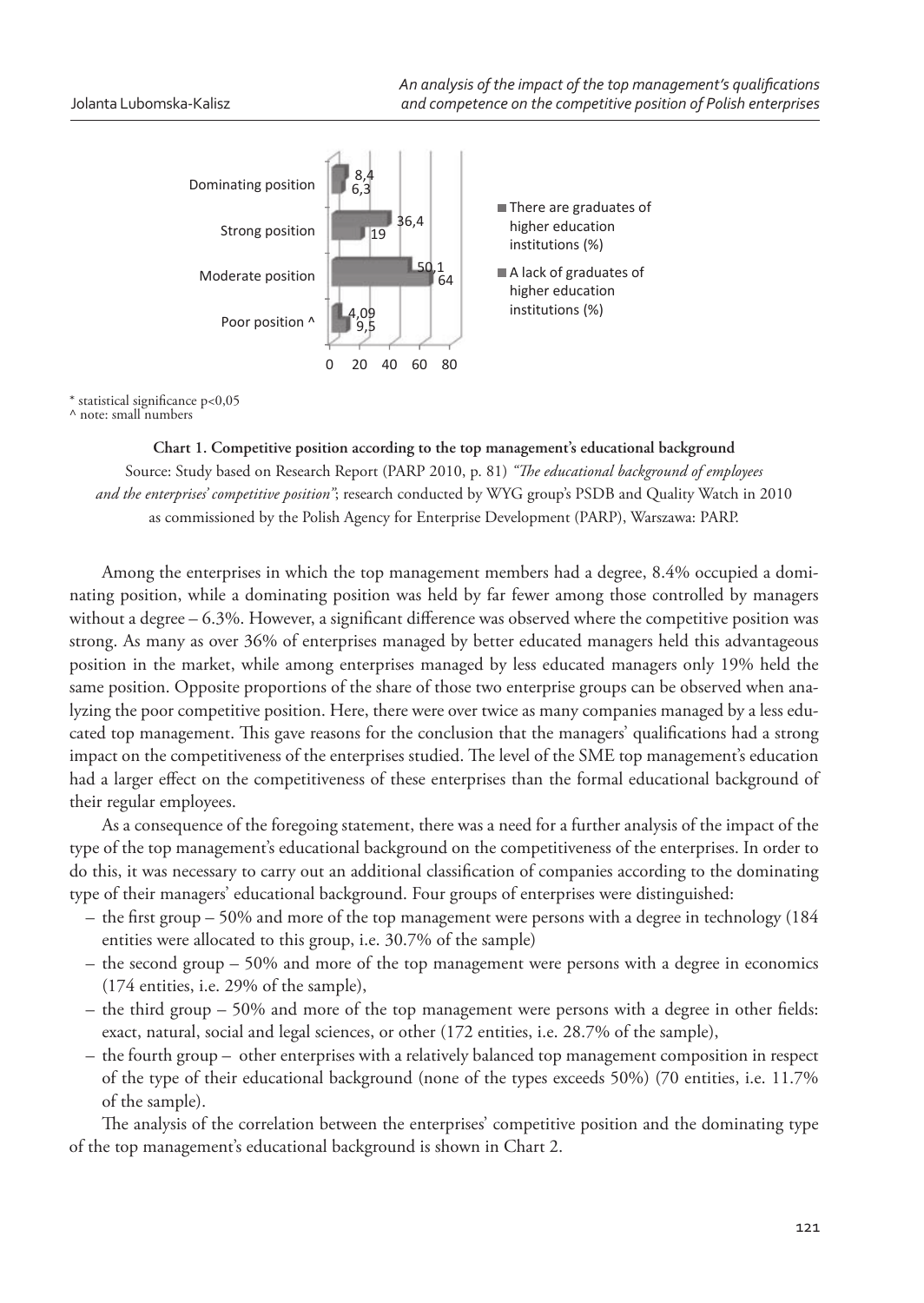| | There are graduates of higher education institutions (%) | A lack of graduates of higher education institutions (%) |
|---|---|---|
| Dominating position | 8,4 | 6,3 |
| Strong position | 36,4 | 19 |
| Moderate position | 50,1 | 64 |
| Poor position ^ | 4,09 | 9,5 |

\* statistical significance p<0,05
^ note: small numbers

**Chart 1. Competitive position according to the top management's educational background**

Source: Study based on Research Report (PARP 2010, p. 81) *"The educational background of employees and the enterprises' competitive position"*; research conducted by WYG group's PSDB and Quality Watch in 2010 as commissioned by the Polish Agency for Enterprise Development (PARP), Warszawa: PARP.

Among the enterprises in which the top management members had a degree, 8.4% occupied a dominating position, while a dominating position was held by far fewer among those controlled by managers without a degree – 6.3%. However, a significant difference was observed where the competitive position was strong. As many as over 36% of enterprises managed by better educated managers held this advantageous position in the market, while among enterprises managed by less educated managers only 19% held the same position. Opposite proportions of the share of those two enterprise groups can be observed when analyzing the poor competitive position. Here, there were over twice as many companies managed by a less educated top management. This gave reasons for the conclusion that the managers' qualifications had a strong impact on the competitiveness of the enterprises studied. The level of the SME top management's education had a larger effect on the competitiveness of these enterprises than the formal educational background of their regular employees.

As a consequence of the foregoing statement, there was a need for a further analysis of the impact of the type of the top management's educational background on the competitiveness of the enterprises. In order to do this, it was necessary to carry out an additional classification of companies according to the dominating type of their managers' educational background. Four groups of enterprises were distinguished:

- the first group – 50% and more of the top management were persons with a degree in technology (184 entities were allocated to this group, i.e. 30.7% of the sample)
- the second group – 50% and more of the top management were persons with a degree in economics (174 entities, i.e. 29% of the sample),
- the third group – 50% and more of the top management were persons with a degree in other fields: exact, natural, social and legal sciences, or other (172 entities, i.e. 28.7% of the sample),
- the fourth group – other enterprises with a relatively balanced top management composition in respect of the type of their educational background (none of the types exceeds 50%) (70 entities, i.e. 11.7% of the sample).

The analysis of the correlation between the enterprises' competitive position and the dominating type of the top management's educational background is shown in Chart 2.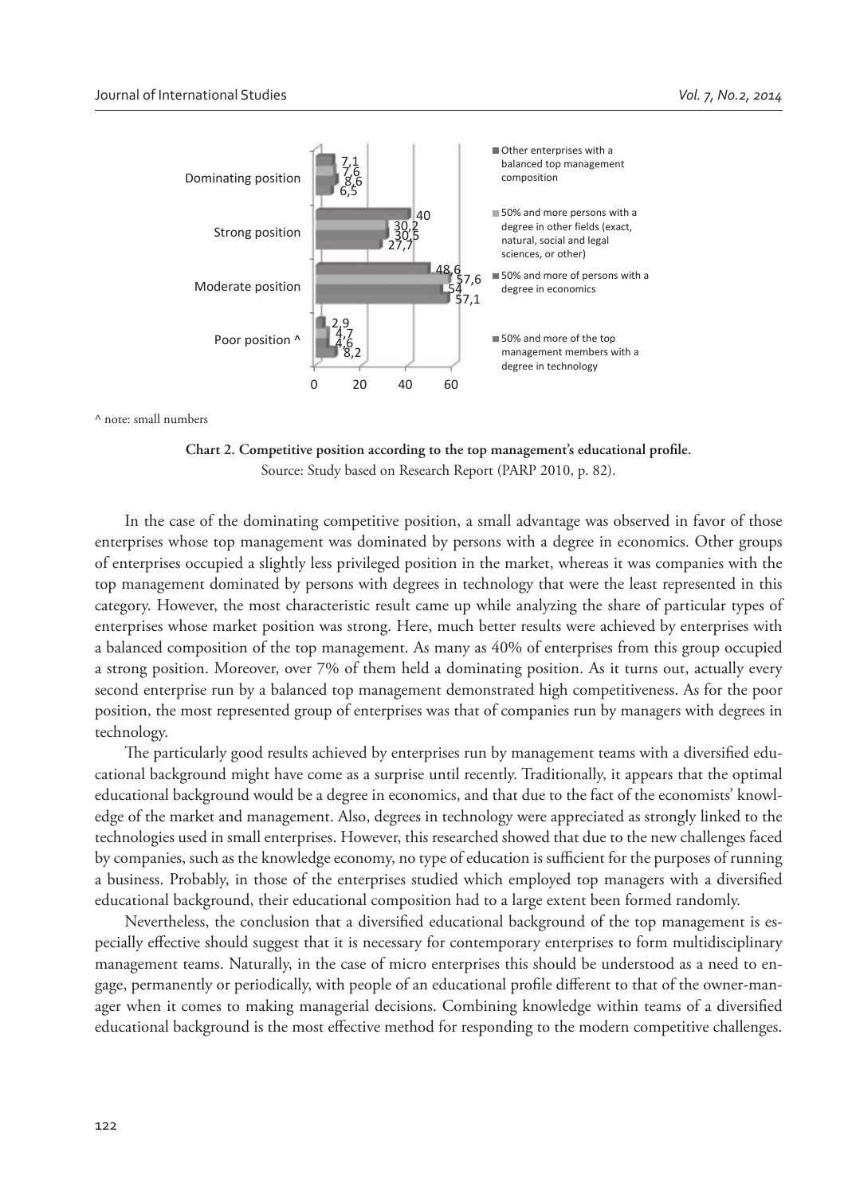| | Other enterprises with a balanced top management composition | 50% and more persons with a degree in other fields (exact, natural, social and legal sciences, or other) | 50% and more of persons with a degree in economics | 50% and more of the top management members with a degree in technology |
|---|---|---|---|---|
| Dominating position | 7,1 | 7,6 | 8,6 | 6,5 |
| Strong position | 40 | 30,2 | 30,5 | 27,7 |
| Moderate position | 48,6 | 57,6 | 54 | 57,1 |
| Poor position ^ | 2,9 | 4,7 | 4,6 | 8,2 |

^ note: small numbers

**Chart 2. Competitive position according to the top management's educational profile.**

Source: Study based on Research Report (PARP 2010, p. 82).

In the case of the dominating competitive position, a small advantage was observed in favor of those enterprises whose top management was dominated by persons with a degree in economics. Other groups of enterprises occupied a slightly less privileged position in the market, whereas it was companies with the top management dominated by persons with degrees in technology that were the least represented in this category. However, the most characteristic result came up while analyzing the share of particular types of enterprises whose market position was strong. Here, much better results were achieved by enterprises with a balanced composition of the top management. As many as 40% of enterprises from this group occupied a strong position. Moreover, over 7% of them held a dominating position. As it turns out, actually every second enterprise run by a balanced top management demonstrated high competitiveness. As for the poor position, the most represented group of enterprises was that of companies run by managers with degrees in technology.

The particularly good results achieved by enterprises run by management teams with a diversified educational background might have come as a surprise until recently. Traditionally, it appears that the optimal educational background would be a degree in economics, and that due to the fact of the economists' knowledge of the market and management. Also, degrees in technology were appreciated as strongly linked to the technologies used in small enterprises. However, this researched showed that due to the new challenges faced by companies, such as the knowledge economy, no type of education is sufficient for the purposes of running a business. Probably, in those of the enterprises studied which employed top managers with a diversified educational background, their educational composition had to a large extent been formed randomly.

Nevertheless, the conclusion that a diversified educational background of the top management is especially effective should suggest that it is necessary for contemporary enterprises to form multidisciplinary management teams. Naturally, in the case of micro enterprises this should be understood as a need to engage, permanently or periodically, with people of an educational profile different to that of the owner-manager when it comes to making managerial decisions. Combining knowledge within teams of a diversified educational background is the most effective method for responding to the modern competitive challenges.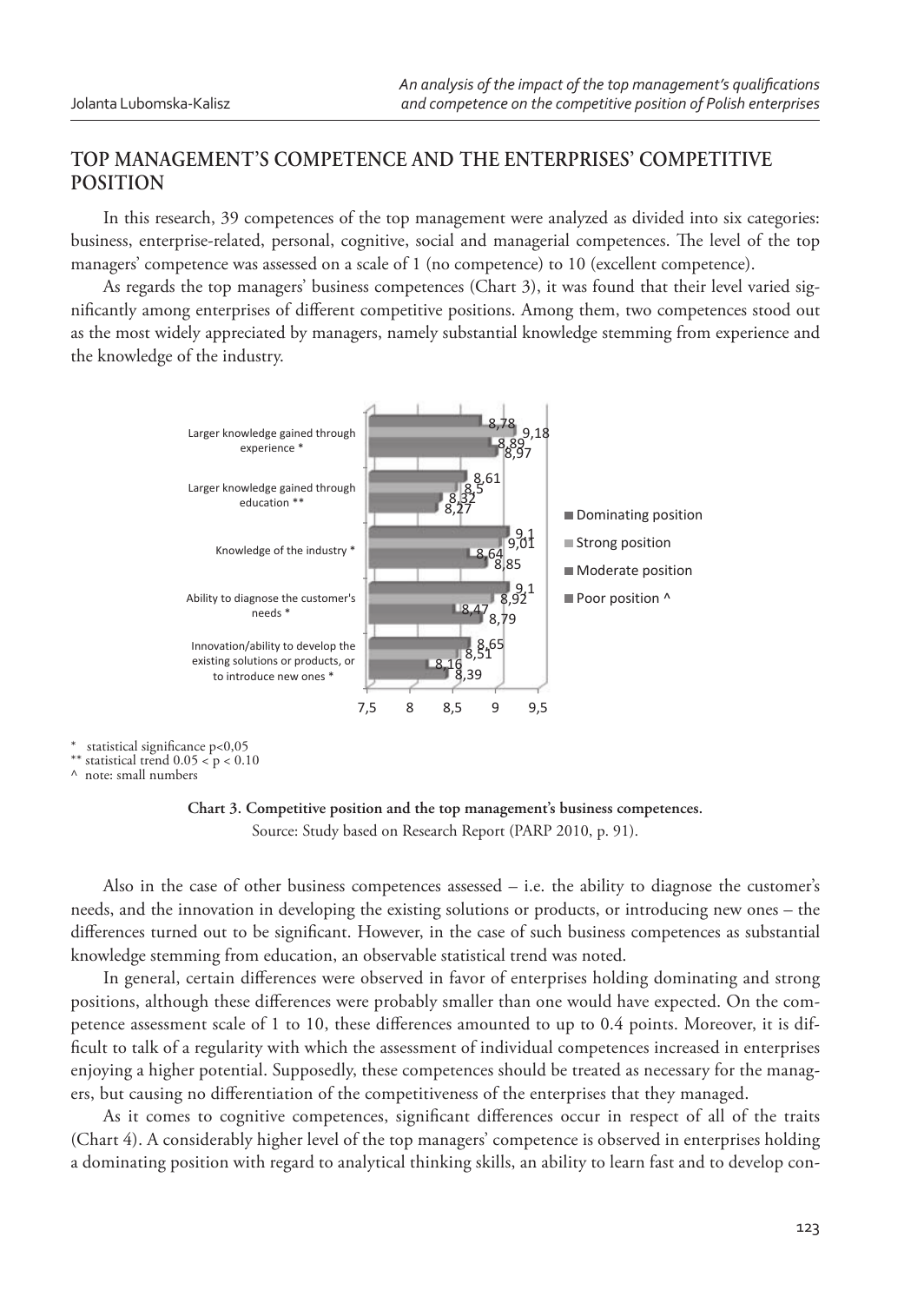## TOP MANAGEMENT'S COMPETENCE AND THE ENTERPRISES' COMPETITIVE POSITION

In this research, 39 competences of the top management were analyzed as divided into six categories: business, enterprise-related, personal, cognitive, social and managerial competences. The level of the top managers' competence was assessed on a scale of 1 (no competence) to 10 (excellent competence).

As regards the top managers' business competences (Chart 3), it was found that their level varied significantly among enterprises of different competitive positions. Among them, two competences stood out as the most widely appreciated by managers, namely substantial knowledge stemming from experience and the knowledge of the industry.

| Competence | Dominating position | Strong position | Moderate position | Poor position ^ |
|---|---|---|---|---|
| Larger knowledge gained through experience * | 8,78 | 9,18 | 8,89 | 8,97 |
| Larger knowledge gained through education ** | 8,61 | 8,5 | 8,32 | 8,27 |
| Knowledge of the industry * | 9,1 | 9,01 | 8,64 | 8,85 |
| Ability to diagnose the customer's needs * | 9,1 | 8,92 | 8,47 | 8,79 |
| Innovation/ability to develop the existing solutions or products, or to introduce new ones * | 8,65 | 8,51 | 8,16 | 8,39 |

\* statistical significance p<0,05
\** statistical trend 0.05 < p < 0.10
^ note: small numbers

**Chart 3. Competitive position and the top management's business competences.**
Source: Study based on Research Report (PARP 2010, p. 91).

Also in the case of other business competences assessed – i.e. the ability to diagnose the customer's needs, and the innovation in developing the existing solutions or products, or introducing new ones – the differences turned out to be significant. However, in the case of such business competences as substantial knowledge stemming from education, an observable statistical trend was noted.

In general, certain differences were observed in favor of enterprises holding dominating and strong positions, although these differences were probably smaller than one would have expected. On the competence assessment scale of 1 to 10, these differences amounted to up to 0.4 points. Moreover, it is difficult to talk of a regularity with which the assessment of individual competences increased in enterprises enjoying a higher potential. Supposedly, these competences should be treated as necessary for the managers, but causing no differentiation of the competitiveness of the enterprises that they managed.

As it comes to cognitive competences, significant differences occur in respect of all of the traits (Chart 4). A considerably higher level of the top managers' competence is observed in enterprises holding a dominating position with regard to analytical thinking skills, an ability to learn fast and to develop con-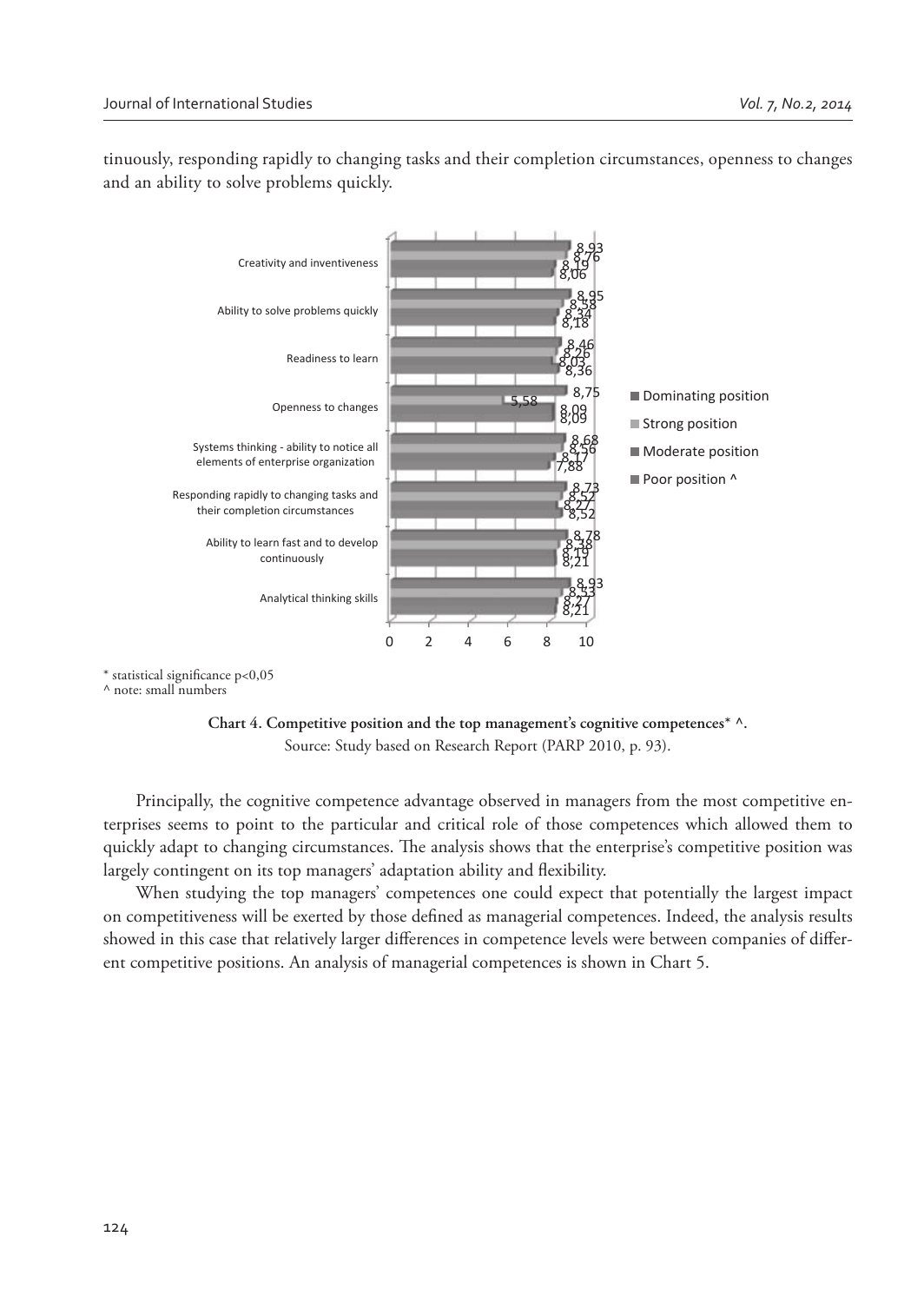tinuously, responding rapidly to changing tasks and their completion circumstances, openness to changes and an ability to solve problems quickly.

| | Dominating position | Strong position | Moderate position | Poor position ^ |
|---|---|---|---|---|
| Creativity and inventiveness | 8,93 | 8,76 | 8,19 | 8,06 |
| Ability to solve problems quickly | 8,95 | 8,58 | 8,34 | 8,18 |
| Readiness to learn | 8,46 | 8,26 | 8,03 | 8,36 |
| Openness to changes | 8,75 | 5,58 | 8,09 | 8,09 |
| Systems thinking - ability to notice all elements of enterprise organization | 8,68 | 8,56 | 8,17 | 7,88 |
| Responding rapidly to changing tasks and their completion circumstances | 8,73 | 8,52 | 8,27 | 8,52 |
| Ability to learn fast and to develop continuously | 8,78 | 8,38 | 8,19 | 8,21 |
| Analytical thinking skills | 8,93 | 8,33 | 8,27 | 8,21 |

\* statistical significance p<0,05
^ note: small numbers

**Chart 4. Competitive position and the top management's cognitive competences\* ^.**
Source: Study based on Research Report (PARP 2010, p. 93).

Principally, the cognitive competence advantage observed in managers from the most competitive enterprises seems to point to the particular and critical role of those competences which allowed them to quickly adapt to changing circumstances. The analysis shows that the enterprise's competitive position was largely contingent on its top managers' adaptation ability and flexibility.

When studying the top managers' competences one could expect that potentially the largest impact on competitiveness will be exerted by those defined as managerial competences. Indeed, the analysis results showed in this case that relatively larger differences in competence levels were between companies of different competitive positions. An analysis of managerial competences is shown in Chart 5.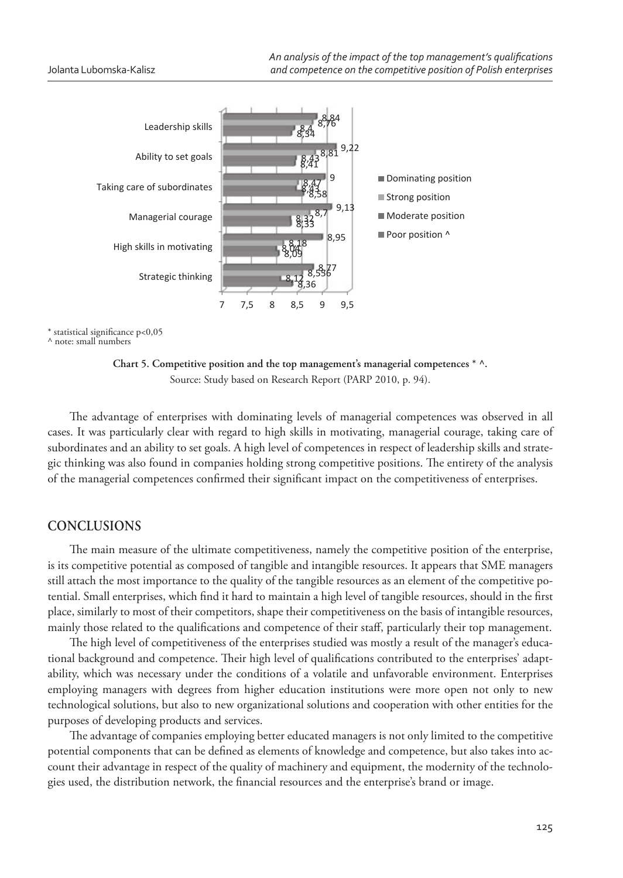* statistical significance p<0,05
^ note: small numbers

**Chart 5. Competitive position and the top management's managerial competences * ^.**
Source: Study based on Research Report (PARP 2010, p. 94).

The advantage of enterprises with dominating levels of managerial competences was observed in all cases. It was particularly clear with regard to high skills in motivating, managerial courage, taking care of subordinates and an ability to set goals. A high level of competences in respect of leadership skills and strategic thinking was also found in companies holding strong competitive positions. The entirety of the analysis of the managerial competences confirmed their significant impact on the competitiveness of enterprises.

## CONCLUSIONS

The main measure of the ultimate competitiveness, namely the competitive position of the enterprise, is its competitive potential as composed of tangible and intangible resources. It appears that SME managers still attach the most importance to the quality of the tangible resources as an element of the competitive potential. Small enterprises, which find it hard to maintain a high level of tangible resources, should in the first place, similarly to most of their competitors, shape their competitiveness on the basis of intangible resources, mainly those related to the qualifications and competence of their staff, particularly their top management.

The high level of competitiveness of the enterprises studied was mostly a result of the manager's educational background and competence. Their high level of qualifications contributed to the enterprises' adaptability, which was necessary under the conditions of a volatile and unfavorable environment. Enterprises employing managers with degrees from higher education institutions were more open not only to new technological solutions, but also to new organizational solutions and cooperation with other entities for the purposes of developing products and services.

The advantage of companies employing better educated managers is not only limited to the competitive potential components that can be defined as elements of knowledge and competence, but also takes into account their advantage in respect of the quality of machinery and equipment, the modernity of the technologies used, the distribution network, the financial resources and the enterprise's brand or image.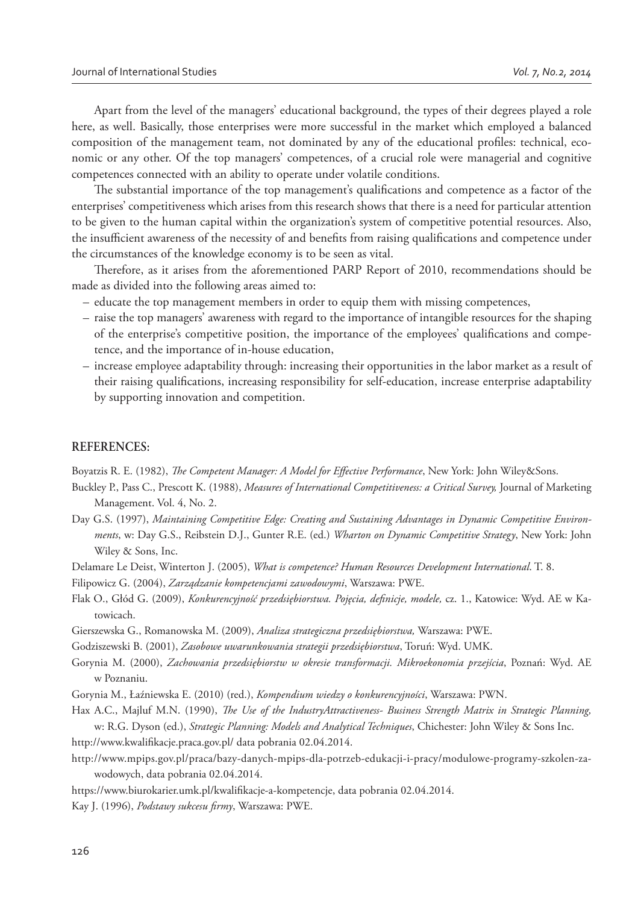Apart from the level of the managers' educational background, the types of their degrees played a role here, as well. Basically, those enterprises were more successful in the market which employed a balanced composition of the management team, not dominated by any of the educational profiles: technical, economic or any other. Of the top managers' competences, of a crucial role were managerial and cognitive competences connected with an ability to operate under volatile conditions.

The substantial importance of the top management's qualifications and competence as a factor of the enterprises' competitiveness which arises from this research shows that there is a need for particular attention to be given to the human capital within the organization's system of competitive potential resources. Also, the insufficient awareness of the necessity of and benefits from raising qualifications and competence under the circumstances of the knowledge economy is to be seen as vital.

Therefore, as it arises from the aforementioned PARP Report of 2010, recommendations should be made as divided into the following areas aimed to:

– educate the top management members in order to equip them with missing competences,
– raise the top managers' awareness with regard to the importance of intangible resources for the shaping of the enterprise's competitive position, the importance of the employees' qualifications and competence, and the importance of in-house education,
– increase employee adaptability through: increasing their opportunities in the labor market as a result of their raising qualifications, increasing responsibility for self-education, increase enterprise adaptability by supporting innovation and competition.

## REFERENCES:

Boyatzis R. E. (1982), *The Competent Manager: A Model for Effective Performance*, New York: John Wiley&Sons.

Buckley P., Pass C., Prescott K. (1988), *Measures of International Competitiveness: a Critical Survey,* Journal of Marketing Management. Vol. 4, No. 2.

Day G.S. (1997), *Maintaining Competitive Edge: Creating and Sustaining Advantages in Dynamic Competitive Environments*, w: Day G.S., Reibstein D.J., Gunter R.E. (ed.) *Wharton on Dynamic Competitive Strategy*, New York: John Wiley & Sons, Inc.

Delamare Le Deist, Winterton J. (2005), *What is competence? Human Resources Development International*. T. 8.

Filipowicz G. (2004), *Zarządzanie kompetencjami zawodowymi*, Warszawa: PWE.

Flak O., Głód G. (2009), *Konkurencyjność przedsiębiorstwa. Pojęcia, definicje, modele,* cz. 1., Katowice: Wyd. AE w Katowicach.

Gierszewska G., Romanowska M. (2009), *Analiza strategiczna przedsiębiorstwa,* Warszawa: PWE.

Godziszewski B. (2001), *Zasobowe uwarunkowania strategii przedsiębiorstwa*, Toruń: Wyd. UMK.

Gorynia M. (2000), *Zachowania przedsiębiorstw w okresie transformacji. Mikroekonomia przejścia*, Poznań: Wyd. AE w Poznaniu.

Gorynia M., Łaźniewska E. (2010) (red.), *Kompendium wiedzy o konkurencyjności*, Warszawa: PWN.

Hax A.C., Majluf M.N. (1990), *The Use of the IndustryAttractiveness- Business Strength Matrix in Strategic Planning,* w: R.G. Dyson (ed.), *Strategic Planning: Models and Analytical Techniques*, Chichester: John Wiley & Sons Inc.

http://www.kwalifikacje.praca.gov.pl/ data pobrania 02.04.2014.

http://www.mpips.gov.pl/praca/bazy-danych-mpips-dla-potrzeb-edukacji-i-pracy/modulowe-programy-szkolen-zawodowych, data pobrania 02.04.2014.

https://www.biurokarier.umk.pl/kwalifikacje-a-kompetencje, data pobrania 02.04.2014.

Kay J. (1996), *Podstawy sukcesu firmy*, Warszawa: PWE.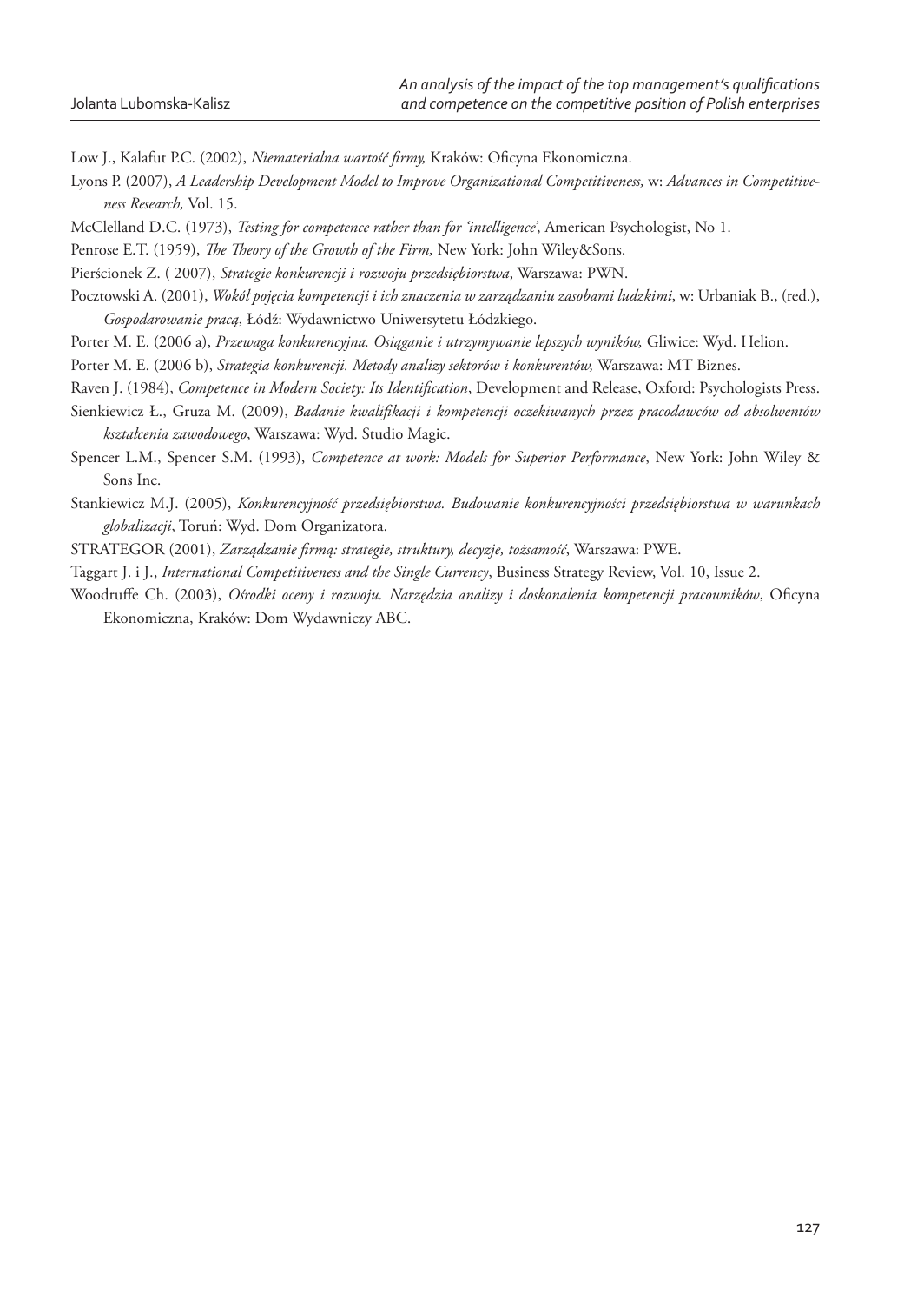Low J., Kalafut P.C. (2002), *Niematerialna wartość firmy,* Kraków: Oficyna Ekonomiczna.

Lyons P. (2007), *A Leadership Development Model to Improve Organizational Competitiveness,* w: *Advances in Competitiveness Research,* Vol. 15.

McClelland D.C. (1973), *Testing for competence rather than for 'intelligence'*, American Psychologist, No 1.

Penrose E.T. (1959), *The Theory of the Growth of the Firm,* New York: John Wiley&Sons.

Pierścionek Z. ( 2007), *Strategie konkurencji i rozwoju przedsiębiorstwa*, Warszawa: PWN.

Pocztowski A. (2001), *Wokół pojęcia kompetencji i ich znaczenia w zarządzaniu zasobami ludzkimi*, w: Urbaniak B., (red.), *Gospodarowanie pracą*, Łódź: Wydawnictwo Uniwersytetu Łódzkiego.

Porter M. E. (2006 a), *Przewaga konkurencyjna. Osiąganie i utrzymywanie lepszych wyników,* Gliwice: Wyd. Helion.

Porter M. E. (2006 b), *Strategia konkurencji. Metody analizy sektorów i konkurentów,* Warszawa: MT Biznes.

Raven J. (1984), *Competence in Modern Society: Its Identification*, Development and Release, Oxford: Psychologists Press.

Sienkiewicz Ł., Gruza M. (2009), *Badanie kwalifikacji i kompetencji oczekiwanych przez pracodawców od absolwentów kształcenia zawodowego*, Warszawa: Wyd. Studio Magic.

Spencer L.M., Spencer S.M. (1993), *Competence at work: Models for Superior Performance*, New York: John Wiley & Sons Inc.

Stankiewicz M.J. (2005), *Konkurencyjność przedsiębiorstwa. Budowanie konkurencyjności przedsiębiorstwa w warunkach globalizacji*, Toruń: Wyd. Dom Organizatora.

STRATEGOR (2001), *Zarządzanie firmą: strategie, struktury, decyzje, tożsamość*, Warszawa: PWE.

Taggart J. i J., *International Competitiveness and the Single Currency*, Business Strategy Review, Vol. 10, Issue 2.

Woodruffe Ch. (2003), *Ośrodki oceny i rozwoju. Narzędzia analizy i doskonalenia kompetencji pracowników*, Oficyna Ekonomiczna, Kraków: Dom Wydawniczy ABC.